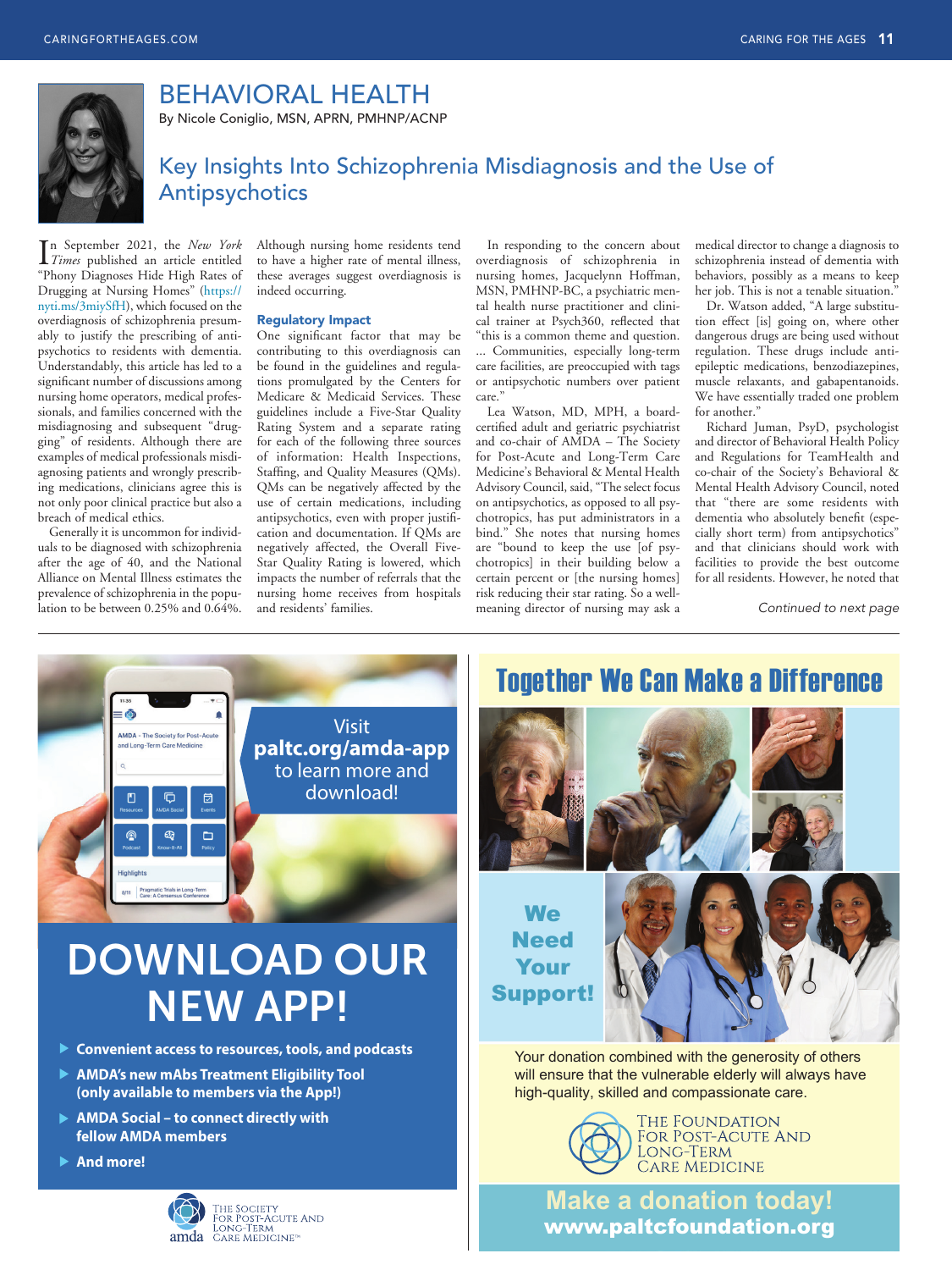# BEHAVIORAL HEALTH

By Nicole Coniglio, MSN, APRN, PMHNP/ACNP

## Key Insights Into Schizophrenia Misdiagnosis and the Use of Antipsychotics

In September 2021, the *New York Times* published an article entitled "Phony Diagnoses Hide High Rates of Drugging at Nursing Homes" (https://nyti.ms/3miySfH), which focused on the overdiagnosis of schizophrenia presumably to justify the prescribing of antipsychotics to residents with dementia. Understandably, this article has led to a significant number of discussions among nursing home operators, medical professionals, and families concerned with the misdiagnosing and subsequent "drugging" of residents. Although there are examples of medical professionals misdiagnosing patients and wrongly prescribing medications, clinicians agree this is not only poor clinical practice but also a breach of medical ethics.

Generally it is uncommon for individuals to be diagnosed with schizophrenia after the age of 40, and the National Alliance on Mental Illness estimates the prevalence of schizophrenia in the population to be between 0.25% and 0.64%. Although nursing home residents tend to have a higher rate of mental illness, these averages suggest overdiagnosis is indeed occurring.

### Regulatory Impact

One significant factor that may be contributing to this overdiagnosis can be found in the guidelines and regulations promulgated by the Centers for Medicare & Medicaid Services. These guidelines include a Five-Star Quality Rating System and a separate rating for each of the following three sources of information: Health Inspections, Staffing, and Quality Measures (QMs). QMs can be negatively affected by the use of certain medications, including antipsychotics, even with proper justification and documentation. If QMs are negatively affected, the Overall Five-Star Quality Rating is lowered, which impacts the number of referrals that the nursing home receives from hospitals and residents' families.

In responding to the concern about overdiagnosis of schizophrenia in nursing homes, Jacquelynn Hoffman, MSN, PMHNP-BC, a psychiatric mental health nurse practitioner and clinical trainer at Psych360, reflected that "this is a common theme and question. ... Communities, especially long-term care facilities, are preoccupied with tags or antipsychotic numbers over patient care."

Lea Watson, MD, MPH, a board-certified adult and geriatric psychiatrist and co-chair of AMDA – The Society for Post-Acute and Long-Term Care Medicine's Behavioral & Mental Health Advisory Council, said, "The select focus on antipsychotics, as opposed to all psychotropics, has put administrators in a bind." She notes that nursing homes are "bound to keep the use [of psychotropics] in their building below a certain percent or [the nursing homes] risk reducing their star rating. So a well-meaning director of nursing may ask a medical director to change a diagnosis to schizophrenia instead of dementia with behaviors, possibly as a means to keep her job. This is not a tenable situation."

Dr. Watson added, "A large substitution effect [is] going on, where other dangerous drugs are being used without regulation. These drugs include antiepileptic medications, benzodiazepines, muscle relaxants, and gabapentanoids. We have essentially traded one problem for another."

Richard Juman, PsyD, psychologist and director of Behavioral Health Policy and Regulations for TeamHealth and co-chair of the Society's Behavioral & Mental Health Advisory Council, noted that "there are some residents with dementia who absolutely benefit (especially short term) from antipsychotics" and that clinicians should work with facilities to provide the best outcome for all residents. However, he noted that

*Continued to next page*

---

Visit **paltc.org/amda-app** to learn more and download!

# DOWNLOAD OUR NEW APP!

- **Convenient access to resources, tools, and podcasts**
- **AMDA's new mAbs Treatment Eligibility Tool (only available to members via the App!)**
- **AMDA Social – to connect directly with fellow AMDA members**
- **And more!**

amda The Society for Post-Acute and Long-Term Care Medicine

---

# Together We Can Make a Difference

**We Need Your Support!**

Your donation combined with the generosity of others will ensure that the vulnerable elderly will always have high-quality, skilled and compassionate care.

The Foundation for Post-Acute and Long-Term Care Medicine

**Make a donation today!**
**www.paltcfoundation.org**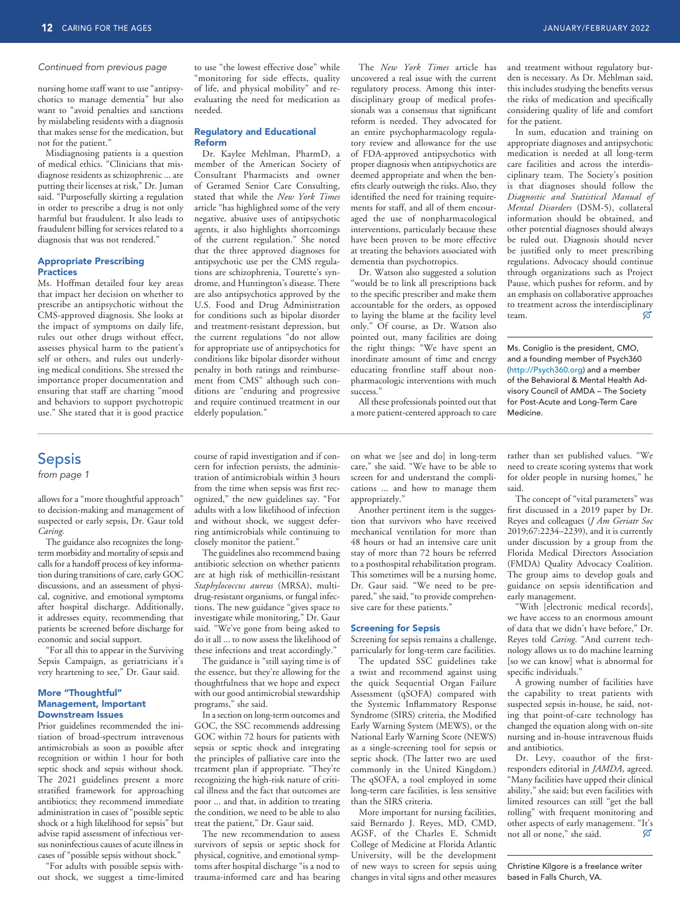*Continued from previous page*

nursing home staff want to use "antipsychotics to manage dementia" but also want to "avoid penalties and sanctions by mislabeling residents with a diagnosis that makes sense for the medication, but not for the patient."

Misdiagnosing patients is a question of medical ethics. "Clinicians that misdiagnose residents as schizophrenic ... are putting their licenses at risk," Dr. Juman said. "Purposefully skirting a regulation in order to prescribe a drug is not only harmful but fraudulent. It also leads to fraudulent billing for services related to a diagnosis that was not rendered."

### Appropriate Prescribing Practices

Ms. Hoffman detailed four key areas that impact her decision on whether to prescribe an antipsychotic without the CMS-approved diagnosis. She looks at the impact of symptoms on daily life, rules out other drugs without effect, assesses physical harm to the patient's self or others, and rules out underlying medical conditions. She stressed the importance proper documentation and ensuring that staff are charting "mood and behaviors to support psychotropic use." She stated that it is good practice to use "the lowest effective dose" while "monitoring for side effects, quality of life, and physical mobility" and reevaluating the need for medication as needed.

### Regulatory and Educational Reform

Dr. Kaylee Mehlman, PharmD, a member of the American Society of Consultant Pharmacists and owner of Geramed Senior Care Consulting, stated that while the *New York Times* article "has highlighted some of the very negative, abusive uses of antipsychotic agents, it also highlights shortcomings of the current regulation." She noted that the three approved diagnoses for antipsychotic use per the CMS regulations are schizophrenia, Tourette's syndrome, and Huntington's disease. There are also antipsychotics approved by the U.S. Food and Drug Administration for conditions such as bipolar disorder and treatment-resistant depression, but the current regulations "do not allow for appropriate use of antipsychotics for conditions like bipolar disorder without penalty in both ratings and reimbursement from CMS" although such conditions are "enduring and progressive and require continued treatment in our elderly population."

The *New York Times* article has uncovered a real issue with the current regulatory process. Among this interdisciplinary group of medical professionals was a consensus that significant reform is needed. They advocated for an entire psychopharmacology regulatory review and allowance for the use of FDA-approved antipsychotics with proper diagnosis when antipsychotics are deemed appropriate and when the benefits clearly outweigh the risks. Also, they identified the need for training requirements for staff, and all of them encouraged the use of nonpharmacological interventions, particularly because these have been proven to be more effective at treating the behaviors associated with dementia than psychotropics.

Dr. Watson also suggested a solution "would be to link all prescriptions back to the specific prescriber and make them accountable for the orders, as opposed to laying the blame at the facility level only." Of course, as Dr. Watson also pointed out, many facilities are doing the right things: "We have spent an inordinate amount of time and energy educating frontline staff about nonpharmacologic interventions with much success."

All these professionals pointed out that a more patient-centered approach to care and treatment without regulatory burden is necessary. As Dr. Mehlman said, this includes studying the benefits versus the risks of medication and specifically considering quality of life and comfort for the patient.

In sum, education and training on appropriate diagnoses and antipsychotic medication is needed at all long-term care facilities and across the interdisciplinary team. The Society's position is that diagnoses should follow the *Diagnostic and Statistical Manual of Mental Disorders* (DSM-5), collateral information should be obtained, and other potential diagnoses should always be ruled out. Diagnosis should never be justified only to meet prescribing regulations. Advocacy should continue through organizations such as Project Pause, which pushes for reform, and by an emphasis on collaborative approaches to treatment across the interdisciplinary team.

Ms. Coniglio is the president, CMO, and a founding member of Psych360 (http://Psych360.org) and a member of the Behavioral & Mental Health Advisory Council of AMDA – The Society for Post-Acute and Long-Term Care Medicine.

# Sepsis

*from page 1*

allows for a "more thoughtful approach" to decision-making and management of suspected or early sepsis, Dr. Gaur told *Caring*.

The guidance also recognizes the long-term morbidity and mortality of sepsis and calls for a handoff process of key information during transitions of care, early GOC discussions, and an assessment of physical, cognitive, and emotional symptoms after hospital discharge. Additionally, it addresses equity, recommending that patients be screened before discharge for economic and social support.

"For all this to appear in the Surviving Sepsis Campaign, as geriatricians it's very heartening to see," Dr. Gaur said.

### More "Thoughtful" Management, Important Downstream Issues

Prior guidelines recommended the initiation of broad-spectrum intravenous antimicrobials as soon as possible after recognition or within 1 hour for both septic shock and sepsis without shock. The 2021 guidelines present a more stratified framework for approaching antibiotics; they recommend immediate administration in cases of "possible septic shock or a high likelihood for sepsis" but advise rapid assessment of infectious versus noninfectious causes of acute illness in cases of "possible sepsis without shock."

"For adults with possible sepsis without shock, we suggest a time-limited course of rapid investigation and if concern for infection persists, the administration of antimicrobials within 3 hours from the time when sepsis was first recognized," the new guidelines say. "For adults with a low likelihood of infection and without shock, we suggest deferring antimicrobials while continuing to closely monitor the patient."

The guidelines also recommend basing antibiotic selection on whether patients are at high risk of methicillin-resistant *Staphylococcus aureus* (MRSA), multidrug-resistant organisms, or fungal infections. The new guidance "gives space to investigate while monitoring," Dr. Gaur said. "We've gone from being asked to do it all ... to now assess the likelihood of these infections and treat accordingly."

The guidance is "still saying time is of the essence, but they're allowing for the thoughtfulness that we hope and expect with our good antimicrobial stewardship programs," she said.

In a section on long-term outcomes and GOC, the SSC recommends addressing GOC within 72 hours for patients with sepsis or septic shock and integrating the principles of palliative care into the treatment plan if appropriate. "They're recognizing the high-risk nature of critical illness and the fact that outcomes are poor ... and that, in addition to treating the condition, we need to be able to also treat the patient," Dr. Gaur said.

The new recommendation to assess survivors of sepsis or septic shock for physical, cognitive, and emotional symptoms after hospital discharge "is a nod to trauma-informed care and has bearing on what we [see and do] in long-term care," she said. "We have to be able to screen for and understand the complications ... and how to manage them appropriately."

Another pertinent item is the suggestion that survivors who have received mechanical ventilation for more than 48 hours or had an intensive care unit stay of more than 72 hours be referred to a posthospital rehabilitation program. This sometimes will be a nursing home, Dr. Gaur said. "We need to be prepared," she said, "to provide comprehensive care for these patients."

### Screening for Sepsis

Screening for sepsis remains a challenge, particularly for long-term care facilities.

The updated SSC guidelines take a twist and recommend against using the quick Sequential Organ Failure Assessment (qSOFA) compared with the Systemic Inflammatory Response Syndrome (SIRS) criteria, the Modified Early Warning System (MEWS), or the National Early Warning Score (NEWS) as a single-screening tool for sepsis or septic shock. (The latter two are used commonly in the United Kingdom.) The qSOFA, a tool employed in some long-term care facilities, is less sensitive than the SIRS criteria.

More important for nursing facilities, said Bernardo J. Reyes, MD, CMD, AGSF, of the Charles E. Schmidt College of Medicine at Florida Atlantic University, will be the development of new ways to screen for sepsis using changes in vital signs and other measures rather than set published values. "We need to create scoring systems that work for older people in nursing homes," he said.

The concept of "vital parameters" was first discussed in a 2019 paper by Dr. Reyes and colleagues (*J Am Geriatr Soc* 2019;67:2234–2239), and it is currently under discussion by a group from the Florida Medical Directors Association (FMDA) Quality Advocacy Coalition. The group aims to develop goals and guidance on sepsis identification and early management.

"With [electronic medical records], we have access to an enormous amount of data that we didn't have before," Dr. Reyes told *Caring*. "And current technology allows us to do machine learning [so we can know] what is abnormal for specific individuals."

A growing number of facilities have the capability to treat patients with suspected sepsis in-house, he said, noting that point-of-care technology has changed the equation along with on-site nursing and in-house intravenous fluids and antibiotics.

Dr. Levy, coauthor of the first-responders editorial in *JAMDA*, agreed. "Many facilities have upped their clinical ability," she said; but even facilities with limited resources can still "get the ball rolling" with frequent monitoring and other aspects of early management. "It's not all or none," she said.

Christine Kilgore is a freelance writer based in Falls Church, VA.